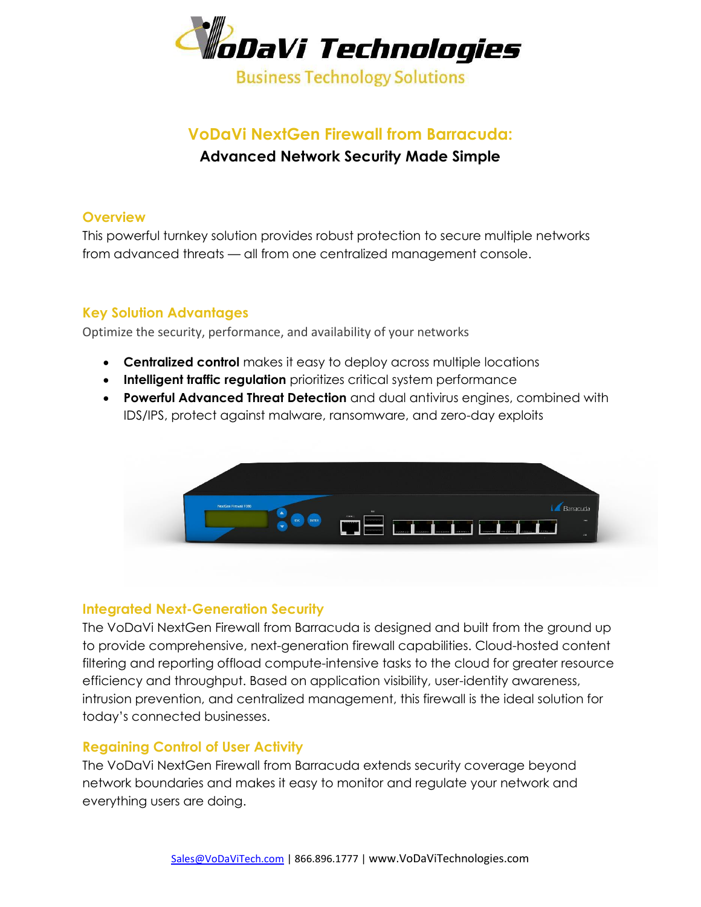VoDaVi Technologies

Business Technology Solutions

# VoDaVi NextGen Firewall from Barracuda:

**Advanced Network Security Made Simple**

## Overview

This powerful turnkey solution provides robust protection to secure multiple networks from advanced threats — all from one centralized management console.

## Key Solution Advantages

Optimize the security, performance, and availability of your networks

- **Centralized control** makes it easy to deploy across multiple locations
- **Intelligent traffic regulation** prioritizes critical system performance
- **Powerful Advanced Threat Detection** and dual antivirus engines, combined with IDS/IPS, protect against malware, ransomware, and zero-day exploits

## Integrated Next-Generation Security

The VoDaVi NextGen Firewall from Barracuda is designed and built from the ground up to provide comprehensive, next-generation firewall capabilities. Cloud-hosted content filtering and reporting offload compute-intensive tasks to the cloud for greater resource efficiency and throughput. Based on application visibility, user-identity awareness, intrusion prevention, and centralized management, this firewall is the ideal solution for today's connected businesses.

## Regaining Control of User Activity

The VoDaVi NextGen Firewall from Barracuda extends security coverage beyond network boundaries and makes it easy to monitor and regulate your network and everything users are doing.

Sales@VoDaViTech.com | 866.896.1777 | www.VoDaViTechnologies.com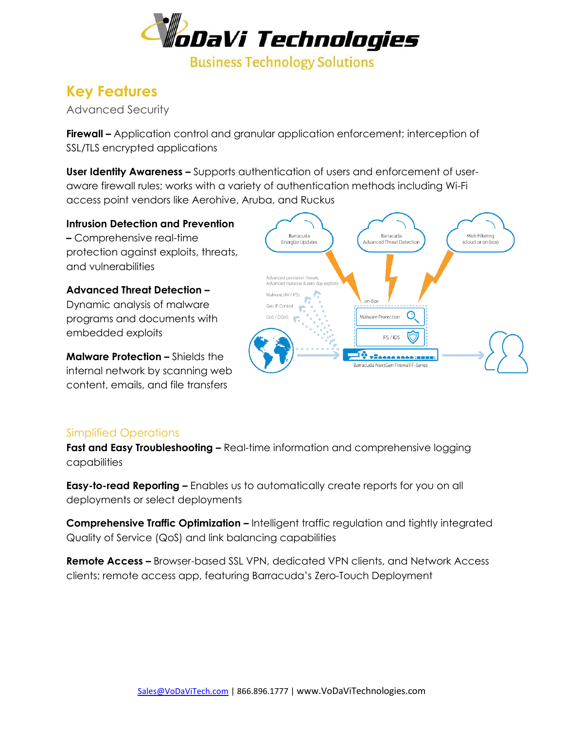# VoDaVi Technologies

Business Technology Solutions

## Key Features

### Advanced Security

**Firewall –** Application control and granular application enforcement; interception of SSL/TLS encrypted applications

**User Identity Awareness –** Supports authentication of users and enforcement of user-aware firewall rules; works with a variety of authentication methods including Wi-Fi access point vendors like Aerohive, Aruba, and Ruckus

**Intrusion Detection and Prevention –** Comprehensive real-time protection against exploits, threats, and vulnerabilities

**Advanced Threat Detection –** Dynamic analysis of malware programs and documents with embedded exploits

**Malware Protection –** Shields the internal network by scanning web content, emails, and file transfers

### Simplified Operations

**Fast and Easy Troubleshooting –** Real-time information and comprehensive logging capabilities

**Easy-to-read Reporting –** Enables us to automatically create reports for you on all deployments or select deployments

**Comprehensive Traffic Optimization –** Intelligent traffic regulation and tightly integrated Quality of Service (QoS) and link balancing capabilities

**Remote Access –** Browser-based SSL VPN, dedicated VPN clients, and Network Access clients; remote access app, featuring Barracuda's Zero-Touch Deployment

Sales@VoDaViTech.com | 866.896.1777 | www.VoDaViTechnologies.com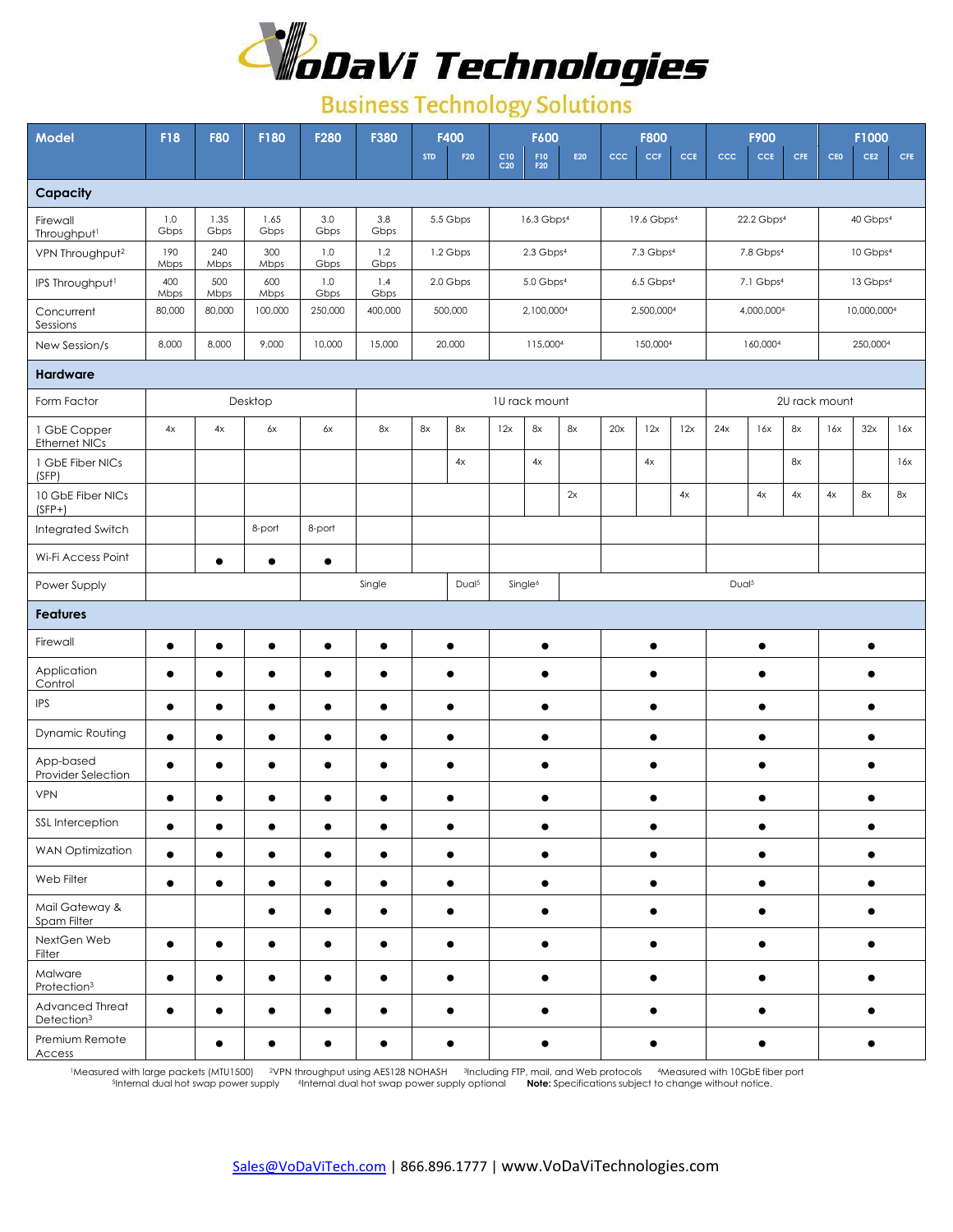# VoDaVi Technologies

## Business Technology Solutions

| Model | F18 | F80 | F180 | F280 | F380 | F400 | | F600 | | | F800 | | | F900 | | | F1000 | | |
|---|---|---|---|---|---|---|---|---|---|---|---|---|---|---|---|---|---|---|---|
| | | | | | | STD | F20 | C10 C20 | F10 F20 | E20 | CCC | CCF | CCE | CCC | CCE | CFE | CE0 | CE2 | CFE |
| **Capacity** | | | | | | | | | | | | | | | | | | | |
| Firewall Throughput[1] | 1.0 Gbps | 1.35 Gbps | 1.65 Gbps | 3.0 Gbps | 3.8 Gbps | 5.5 Gbps | | 16.3 Gbps[4] | | | 19.6 Gbps[4] | | | 22.2 Gbps[4] | | | 40 Gbps[4] | | |
| VPN Throughput[2] | 190 Mbps | 240 Mbps | 300 Mbps | 1.0 Gbps | 1.2 Gbps | 1.2 Gbps | | 2.3 Gbps[4] | | | 7.3 Gbps[4] | | | 7.8 Gbps[4] | | | 10 Gbps[4] | | |
| IPS Throughput[1] | 400 Mbps | 500 Mbps | 600 Mbps | 1.0 Gbps | 1.4 Gbps | 2.0 Gbps | | 5.0 Gbps[4] | | | 6.5 Gbps[4] | | | 7.1 Gbps[4] | | | 13 Gbps[4] | | |
| Concurrent Sessions | 80,000 | 80,000 | 100,000 | 250,000 | 400,000 | 500,000 | | 2,100,000[4] | | | 2,500,000[4] | | | 4,000,000[4] | | | 10,000,000[4] | | |
| New Session/s | 8,000 | 8,000 | 9,000 | 10,000 | 15,000 | 20,000 | | 115,000[4] | | | 150,000[4] | | | 160,000[4] | | | 250,000[4] | | |
| **Hardware** | | | | | | | | | | | | | | | | | | | |
| Form Factor | Desktop | | | | 1U rack mount | | | | | | | | | 2U rack mount | | | | | |
| 1 GbE Copper Ethernet NICs | 4x | 4x | 6x | 6x | 8x | 8x | 8x | 12x | 8x | 8x | 20x | 12x | 12x | 24x | 16x | 8x | 16x | 32x | 16x |
| 1 GbE Fiber NICs (SFP) | | | | | | | 4x | | 4x | | | 4x | | | | 8x | | | 16x |
| 10 GbE Fiber NICs (SFP+) | | | | | | | | | | 2x | | | 4x | | 4x | 4x | 4x | 8x | 8x |
| Integrated Switch | | | 8-port | 8-port | | | | | | | | | | | | | | | |
| Wi-Fi Access Point | | ● | ● | ● | | | | | | | | | | | | | | | |
| Power Supply | | | | Single | | | Dual[5] | Single[6] | | Dual[5] | | | | | | | | | |
| **Features** | | | | | | | | | | | | | | | | | | | |
| Firewall | ● | ● | ● | ● | ● | ● | | ● | | | ● | | | ● | | | ● | | |
| Application Control | ● | ● | ● | ● | ● | ● | | ● | | | ● | | | ● | | | ● | | |
| IPS | ● | ● | ● | ● | ● | ● | | ● | | | ● | | | ● | | | ● | | |
| Dynamic Routing | ● | ● | ● | ● | ● | ● | | ● | | | ● | | | ● | | | ● | | |
| App-based Provider Selection | ● | ● | ● | ● | ● | ● | | ● | | | ● | | | ● | | | ● | | |
| VPN | ● | ● | ● | ● | ● | ● | | ● | | | ● | | | ● | | | ● | | |
| SSL Interception | ● | ● | ● | ● | ● | ● | | ● | | | ● | | | ● | | | ● | | |
| WAN Optimization | ● | ● | ● | ● | ● | ● | | ● | | | ● | | | ● | | | ● | | |
| Web Filter | ● | ● | ● | ● | ● | ● | | ● | | | ● | | | ● | | | ● | | |
| Mail Gateway & Spam Filter | | | ● | ● | ● | ● | | ● | | | ● | | | ● | | | ● | | |
| NextGen Web Filter | ● | ● | ● | ● | ● | ● | | ● | | | ● | | | ● | | | ● | | |
| Malware Protection[3] | ● | ● | ● | ● | ● | ● | | ● | | | ● | | | ● | | | ● | | |
| Advanced Threat Detection[3] | ● | ● | ● | ● | ● | ● | | ● | | | ● | | | ● | | | ● | | |
| Premium Remote Access | | ● | ● | ● | ● | ● | | ● | | | ● | | | ● | | | ● | | |

[1]Measured with large packets (MTU1500) [2]VPN throughput using AES128 NOHASH [3]Including FTP, mail, and Web protocols [4]Measured with 10GbE fiber port
[5]Internal dual hot swap power supply [6]Internal dual hot swap power supply optional **Note:** Specifications subject to change without notice.

Sales@VoDaViTech.com | 866.896.1777 | www.VoDaViTechnologies.com